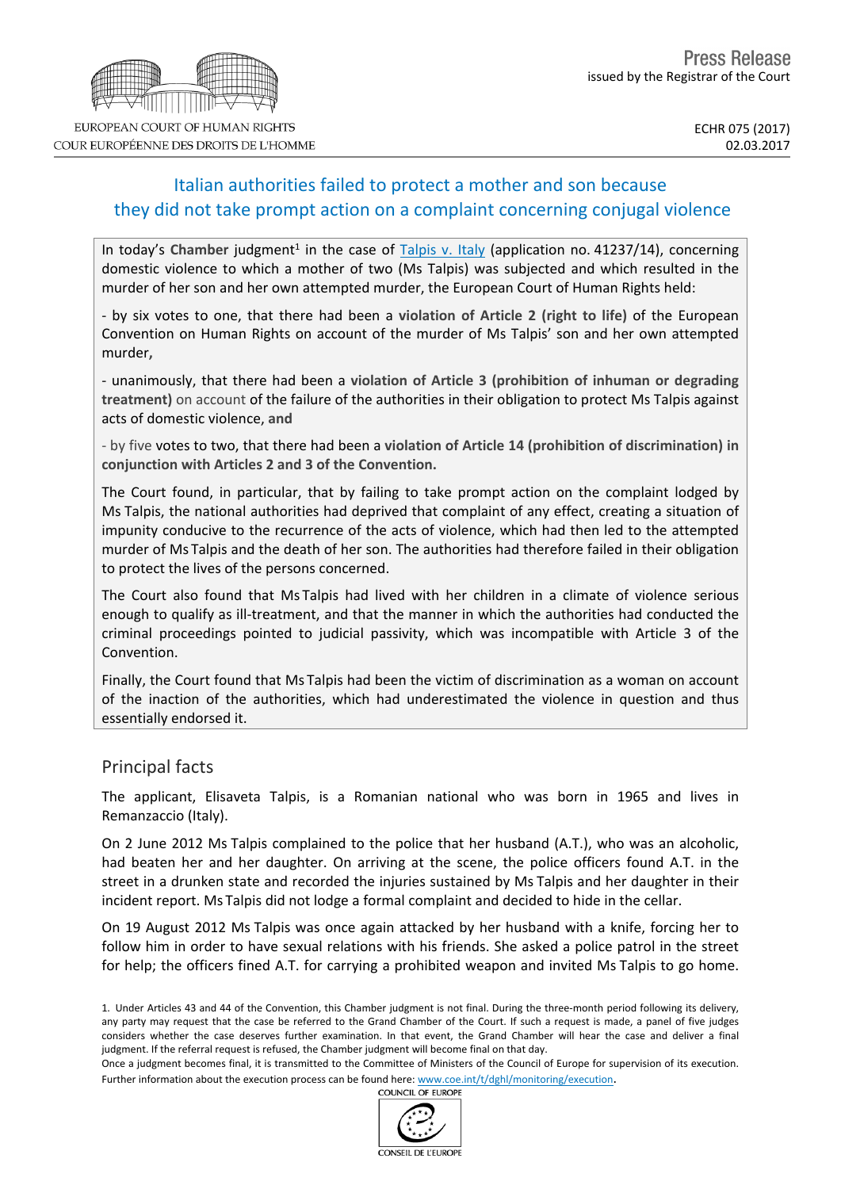EUROPEAN COURT OF HUMAN RIGHTS
COUR EUROPÉENNE DES DROITS DE L'HOMME

**Press Release**
issued by the Registrar of the Court

ECHR 075 (2017)
02.03.2017

# Italian authorities failed to protect a mother and son because they did not take prompt action on a complaint concerning conjugal violence

In today's **Chamber** judgment[1] in the case of Talpis v. Italy (application no. 41237/14), concerning domestic violence to which a mother of two (Ms Talpis) was subjected and which resulted in the murder of her son and her own attempted murder, the European Court of Human Rights held:

- by six votes to one, that there had been a **violation of Article 2 (right to life)** of the European Convention on Human Rights on account of the murder of Ms Talpis' son and her own attempted murder,

- unanimously, that there had been a **violation of Article 3 (prohibition of inhuman or degrading treatment)** on account of the failure of the authorities in their obligation to protect Ms Talpis against acts of domestic violence, **and**

- by five votes to two, that there had been a **violation of Article 14 (prohibition of discrimination) in conjunction with Articles 2 and 3 of the Convention.**

The Court found, in particular, that by failing to take prompt action on the complaint lodged by Ms Talpis, the national authorities had deprived that complaint of any effect, creating a situation of impunity conducive to the recurrence of the acts of violence, which had then led to the attempted murder of Ms Talpis and the death of her son. The authorities had therefore failed in their obligation to protect the lives of the persons concerned.

The Court also found that Ms Talpis had lived with her children in a climate of violence serious enough to qualify as ill-treatment, and that the manner in which the authorities had conducted the criminal proceedings pointed to judicial passivity, which was incompatible with Article 3 of the Convention.

Finally, the Court found that Ms Talpis had been the victim of discrimination as a woman on account of the inaction of the authorities, which had underestimated the violence in question and thus essentially endorsed it.

## Principal facts

The applicant, Elisaveta Talpis, is a Romanian national who was born in 1965 and lives in Remanzaccio (Italy).

On 2 June 2012 Ms Talpis complained to the police that her husband (A.T.), who was an alcoholic, had beaten her and her daughter. On arriving at the scene, the police officers found A.T. in the street in a drunken state and recorded the injuries sustained by Ms Talpis and her daughter in their incident report. Ms Talpis did not lodge a formal complaint and decided to hide in the cellar.

On 19 August 2012 Ms Talpis was once again attacked by her husband with a knife, forcing her to follow him in order to have sexual relations with his friends. She asked a police patrol in the street for help; the officers fined A.T. for carrying a prohibited weapon and invited Ms Talpis to go home.

1. Under Articles 43 and 44 of the Convention, this Chamber judgment is not final. During the three-month period following its delivery, any party may request that the case be referred to the Grand Chamber of the Court. If such a request is made, a panel of five judges considers whether the case deserves further examination. In that event, the Grand Chamber will hear the case and deliver a final judgment. If the referral request is refused, the Chamber judgment will become final on that day.
Once a judgment becomes final, it is transmitted to the Committee of Ministers of the Council of Europe for supervision of its execution. Further information about the execution process can be found here: www.coe.int/t/dghl/monitoring/execution.

COUNCIL OF EUROPE
CONSEIL DE L'EUROPE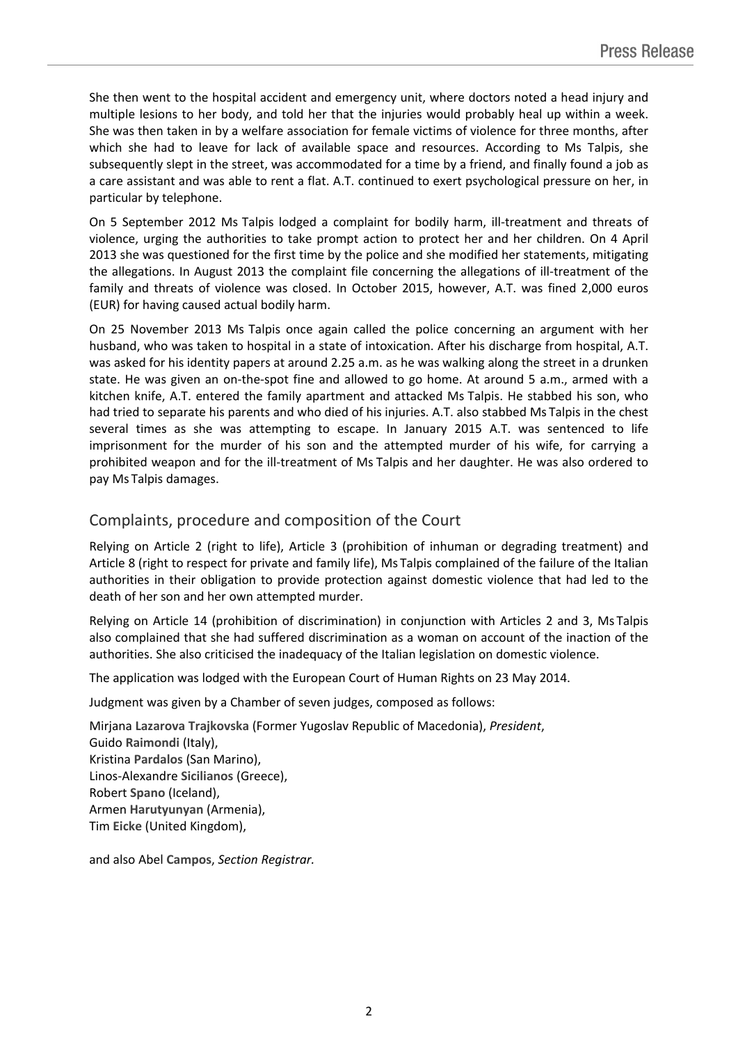She then went to the hospital accident and emergency unit, where doctors noted a head injury and multiple lesions to her body, and told her that the injuries would probably heal up within a week. She was then taken in by a welfare association for female victims of violence for three months, after which she had to leave for lack of available space and resources. According to Ms Talpis, she subsequently slept in the street, was accommodated for a time by a friend, and finally found a job as a care assistant and was able to rent a flat. A.T. continued to exert psychological pressure on her, in particular by telephone.

On 5 September 2012 Ms Talpis lodged a complaint for bodily harm, ill-treatment and threats of violence, urging the authorities to take prompt action to protect her and her children. On 4 April 2013 she was questioned for the first time by the police and she modified her statements, mitigating the allegations. In August 2013 the complaint file concerning the allegations of ill-treatment of the family and threats of violence was closed. In October 2015, however, A.T. was fined 2,000 euros (EUR) for having caused actual bodily harm.

On 25 November 2013 Ms Talpis once again called the police concerning an argument with her husband, who was taken to hospital in a state of intoxication. After his discharge from hospital, A.T. was asked for his identity papers at around 2.25 a.m. as he was walking along the street in a drunken state. He was given an on-the-spot fine and allowed to go home. At around 5 a.m., armed with a kitchen knife, A.T. entered the family apartment and attacked Ms Talpis. He stabbed his son, who had tried to separate his parents and who died of his injuries. A.T. also stabbed Ms Talpis in the chest several times as she was attempting to escape. In January 2015 A.T. was sentenced to life imprisonment for the murder of his son and the attempted murder of his wife, for carrying a prohibited weapon and for the ill-treatment of Ms Talpis and her daughter. He was also ordered to pay Ms Talpis damages.

## Complaints, procedure and composition of the Court

Relying on Article 2 (right to life), Article 3 (prohibition of inhuman or degrading treatment) and Article 8 (right to respect for private and family life), Ms Talpis complained of the failure of the Italian authorities in their obligation to provide protection against domestic violence that had led to the death of her son and her own attempted murder.

Relying on Article 14 (prohibition of discrimination) in conjunction with Articles 2 and 3, Ms Talpis also complained that she had suffered discrimination as a woman on account of the inaction of the authorities. She also criticised the inadequacy of the Italian legislation on domestic violence.

The application was lodged with the European Court of Human Rights on 23 May 2014.

Judgment was given by a Chamber of seven judges, composed as follows:

Mirjana **Lazarova Trajkovska** (Former Yugoslav Republic of Macedonia), *President*,
Guido **Raimondi** (Italy),
Kristina **Pardalos** (San Marino),
Linos-Alexandre **Sicilianos** (Greece),
Robert **Spano** (Iceland),
Armen **Harutyunyan** (Armenia),
Tim **Eicke** (United Kingdom),

and also Abel **Campos**, *Section Registrar.*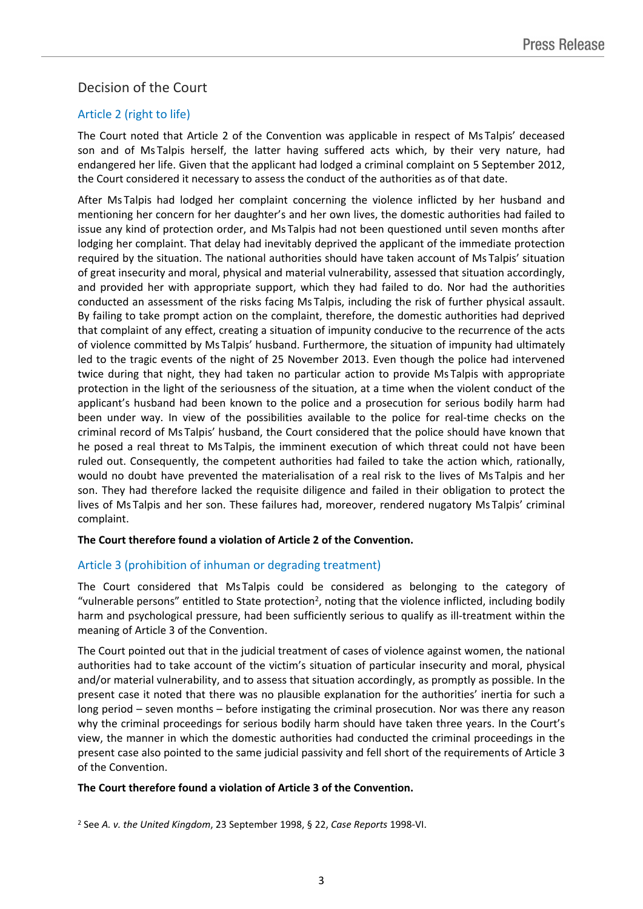## Decision of the Court

### Article 2 (right to life)

The Court noted that Article 2 of the Convention was applicable in respect of Ms Talpis' deceased son and of Ms Talpis herself, the latter having suffered acts which, by their very nature, had endangered her life. Given that the applicant had lodged a criminal complaint on 5 September 2012, the Court considered it necessary to assess the conduct of the authorities as of that date.

After Ms Talpis had lodged her complaint concerning the violence inflicted by her husband and mentioning her concern for her daughter's and her own lives, the domestic authorities had failed to issue any kind of protection order, and Ms Talpis had not been questioned until seven months after lodging her complaint. That delay had inevitably deprived the applicant of the immediate protection required by the situation. The national authorities should have taken account of Ms Talpis' situation of great insecurity and moral, physical and material vulnerability, assessed that situation accordingly, and provided her with appropriate support, which they had failed to do. Nor had the authorities conducted an assessment of the risks facing Ms Talpis, including the risk of further physical assault. By failing to take prompt action on the complaint, therefore, the domestic authorities had deprived that complaint of any effect, creating a situation of impunity conducive to the recurrence of the acts of violence committed by Ms Talpis' husband. Furthermore, the situation of impunity had ultimately led to the tragic events of the night of 25 November 2013. Even though the police had intervened twice during that night, they had taken no particular action to provide Ms Talpis with appropriate protection in the light of the seriousness of the situation, at a time when the violent conduct of the applicant's husband had been known to the police and a prosecution for serious bodily harm had been under way. In view of the possibilities available to the police for real-time checks on the criminal record of Ms Talpis' husband, the Court considered that the police should have known that he posed a real threat to Ms Talpis, the imminent execution of which threat could not have been ruled out. Consequently, the competent authorities had failed to take the action which, rationally, would no doubt have prevented the materialisation of a real risk to the lives of Ms Talpis and her son. They had therefore lacked the requisite diligence and failed in their obligation to protect the lives of Ms Talpis and her son. These failures had, moreover, rendered nugatory Ms Talpis' criminal complaint.

**The Court therefore found a violation of Article 2 of the Convention.**

### Article 3 (prohibition of inhuman or degrading treatment)

The Court considered that Ms Talpis could be considered as belonging to the category of "vulnerable persons" entitled to State protection[2], noting that the violence inflicted, including bodily harm and psychological pressure, had been sufficiently serious to qualify as ill-treatment within the meaning of Article 3 of the Convention.

The Court pointed out that in the judicial treatment of cases of violence against women, the national authorities had to take account of the victim's situation of particular insecurity and moral, physical and/or material vulnerability, and to assess that situation accordingly, as promptly as possible. In the present case it noted that there was no plausible explanation for the authorities' inertia for such a long period – seven months – before instigating the criminal prosecution. Nor was there any reason why the criminal proceedings for serious bodily harm should have taken three years. In the Court's view, the manner in which the domestic authorities had conducted the criminal proceedings in the present case also pointed to the same judicial passivity and fell short of the requirements of Article 3 of the Convention.

**The Court therefore found a violation of Article 3 of the Convention.**

[2] See *A. v. the United Kingdom*, 23 September 1998, § 22, *Case Reports* 1998-VI.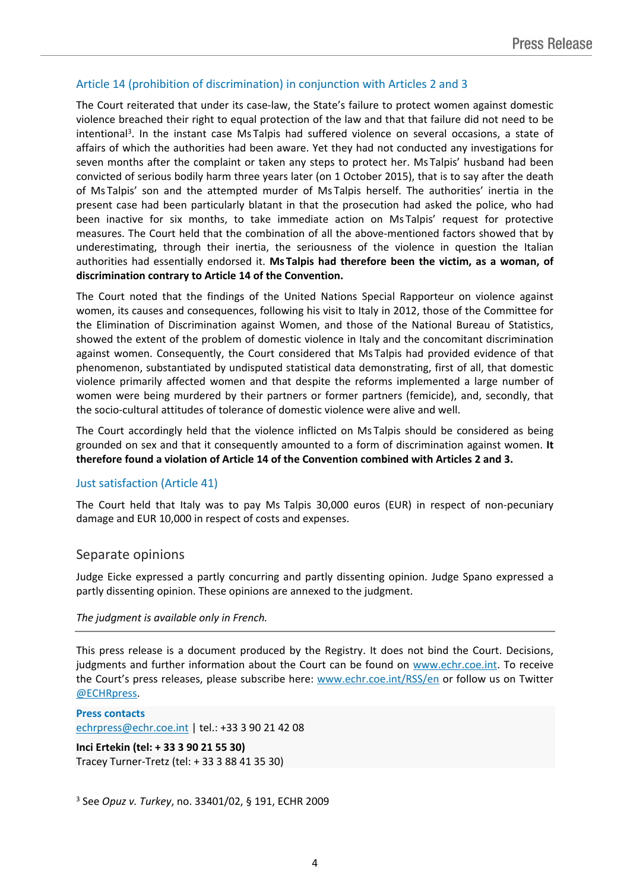### Article 14 (prohibition of discrimination) in conjunction with Articles 2 and 3

The Court reiterated that under its case-law, the State's failure to protect women against domestic violence breached their right to equal protection of the law and that that failure did not need to be intentional[3]. In the instant case Ms Talpis had suffered violence on several occasions, a state of affairs of which the authorities had been aware. Yet they had not conducted any investigations for seven months after the complaint or taken any steps to protect her. Ms Talpis' husband had been convicted of serious bodily harm three years later (on 1 October 2015), that is to say after the death of Ms Talpis' son and the attempted murder of Ms Talpis herself. The authorities' inertia in the present case had been particularly blatant in that the prosecution had asked the police, who had been inactive for six months, to take immediate action on Ms Talpis' request for protective measures. The Court held that the combination of all the above-mentioned factors showed that by underestimating, through their inertia, the seriousness of the violence in question the Italian authorities had essentially endorsed it. **Ms Talpis had therefore been the victim, as a woman, of discrimination contrary to Article 14 of the Convention.**

The Court noted that the findings of the United Nations Special Rapporteur on violence against women, its causes and consequences, following his visit to Italy in 2012, those of the Committee for the Elimination of Discrimination against Women, and those of the National Bureau of Statistics, showed the extent of the problem of domestic violence in Italy and the concomitant discrimination against women. Consequently, the Court considered that Ms Talpis had provided evidence of that phenomenon, substantiated by undisputed statistical data demonstrating, first of all, that domestic violence primarily affected women and that despite the reforms implemented a large number of women were being murdered by their partners or former partners (femicide), and, secondly, that the socio-cultural attitudes of tolerance of domestic violence were alive and well.

The Court accordingly held that the violence inflicted on Ms Talpis should be considered as being grounded on sex and that it consequently amounted to a form of discrimination against women. **It therefore found a violation of Article 14 of the Convention combined with Articles 2 and 3.**

### Just satisfaction (Article 41)

The Court held that Italy was to pay Ms Talpis 30,000 euros (EUR) in respect of non-pecuniary damage and EUR 10,000 in respect of costs and expenses.

## Separate opinions

Judge Eicke expressed a partly concurring and partly dissenting opinion. Judge Spano expressed a partly dissenting opinion. These opinions are annexed to the judgment.

*The judgment is available only in French.*

---

This press release is a document produced by the Registry. It does not bind the Court. Decisions, judgments and further information about the Court can be found on www.echr.coe.int. To receive the Court's press releases, please subscribe here: www.echr.coe.int/RSS/en or follow us on Twitter @ECHRpress.

**Press contacts**
echrpress@echr.coe.int | tel.: +33 3 90 21 42 08

**Inci Ertekin (tel: + 33 3 90 21 55 30)**
Tracey Turner-Tretz (tel: + 33 3 88 41 35 30)

[3] See *Opuz v. Turkey*, no. 33401/02, § 191, ECHR 2009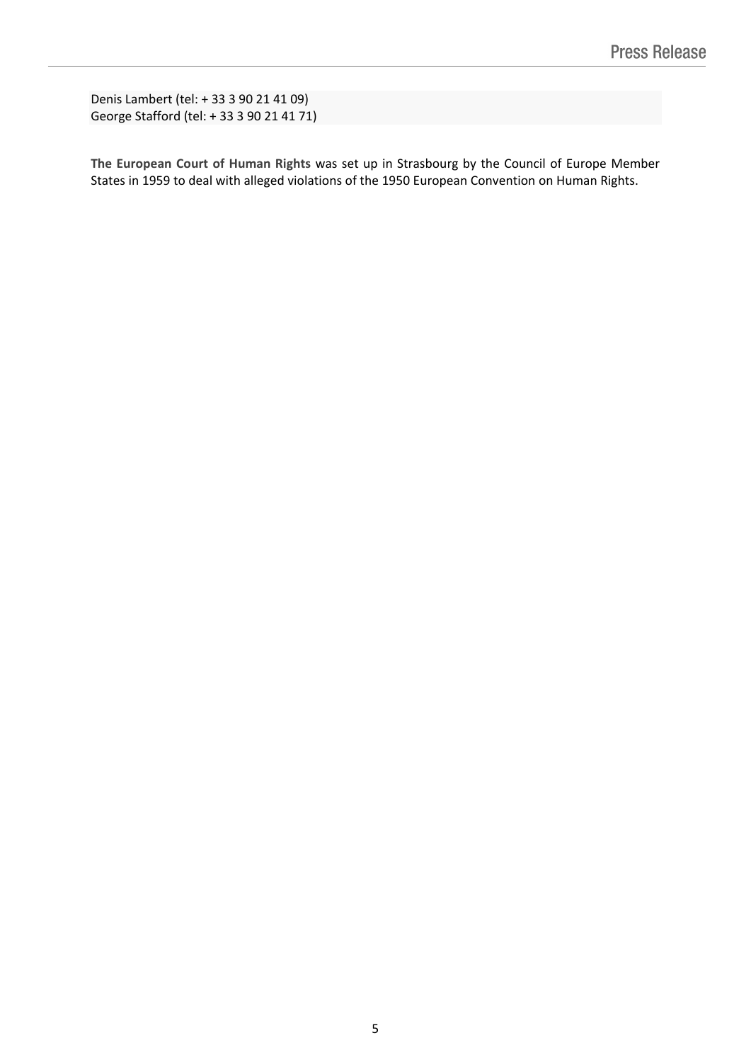Denis Lambert (tel: + 33 3 90 21 41 09)
George Stafford (tel: + 33 3 90 21 41 71)

**The European Court of Human Rights** was set up in Strasbourg by the Council of Europe Member States in 1959 to deal with alleged violations of the 1950 European Convention on Human Rights.